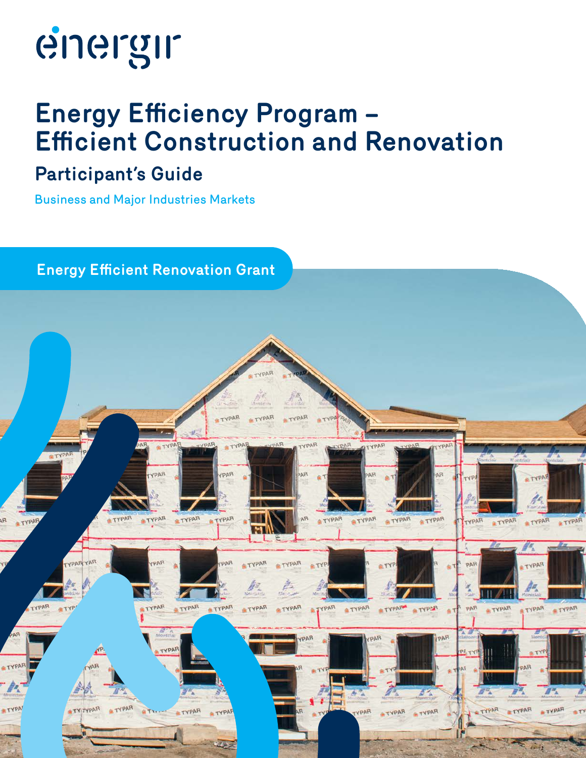énergir

# Energy Efficiency Program – Efficient Construction and Renovation

## Participant's Guide

Business and Major Industries Markets

**Energy Efficient Renovation Grant**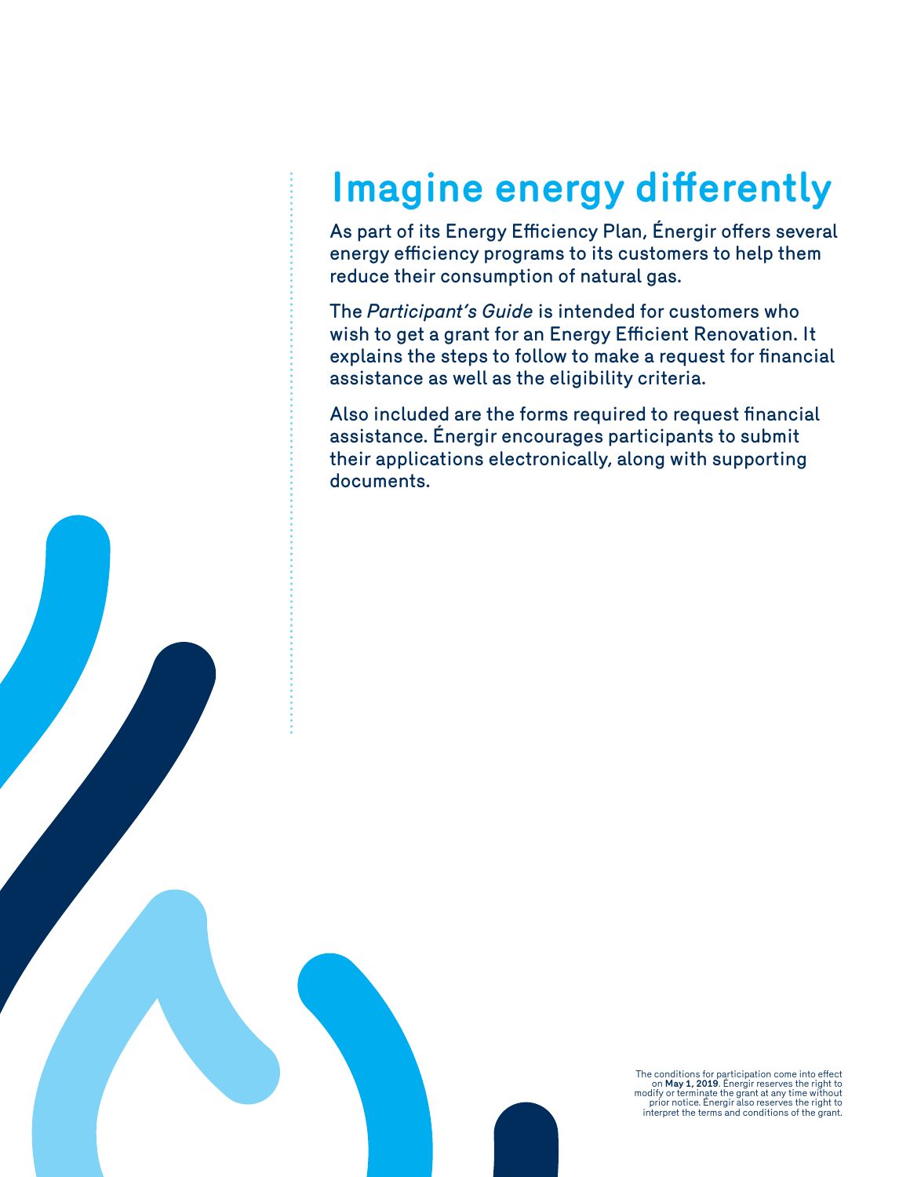# Imagine energy differently

As part of its Energy Efficiency Plan, Énergir offers several energy efficiency programs to its customers to help them reduce their consumption of natural gas.

The *Participant's Guide* is intended for customers who wish to get a grant for an Energy Efficient Renovation. It explains the steps to follow to make a request for financial assistance as well as the eligibility criteria.

Also included are the forms required to request financial assistance. Énergir encourages participants to submit their applications electronically, along with supporting documents.

The conditions for participation come into effect on **May 1, 2019**. Énergir reserves the right to modify or terminate the grant at any time without prior notice. Énergir also reserves the right to interpret the terms and conditions of the grant.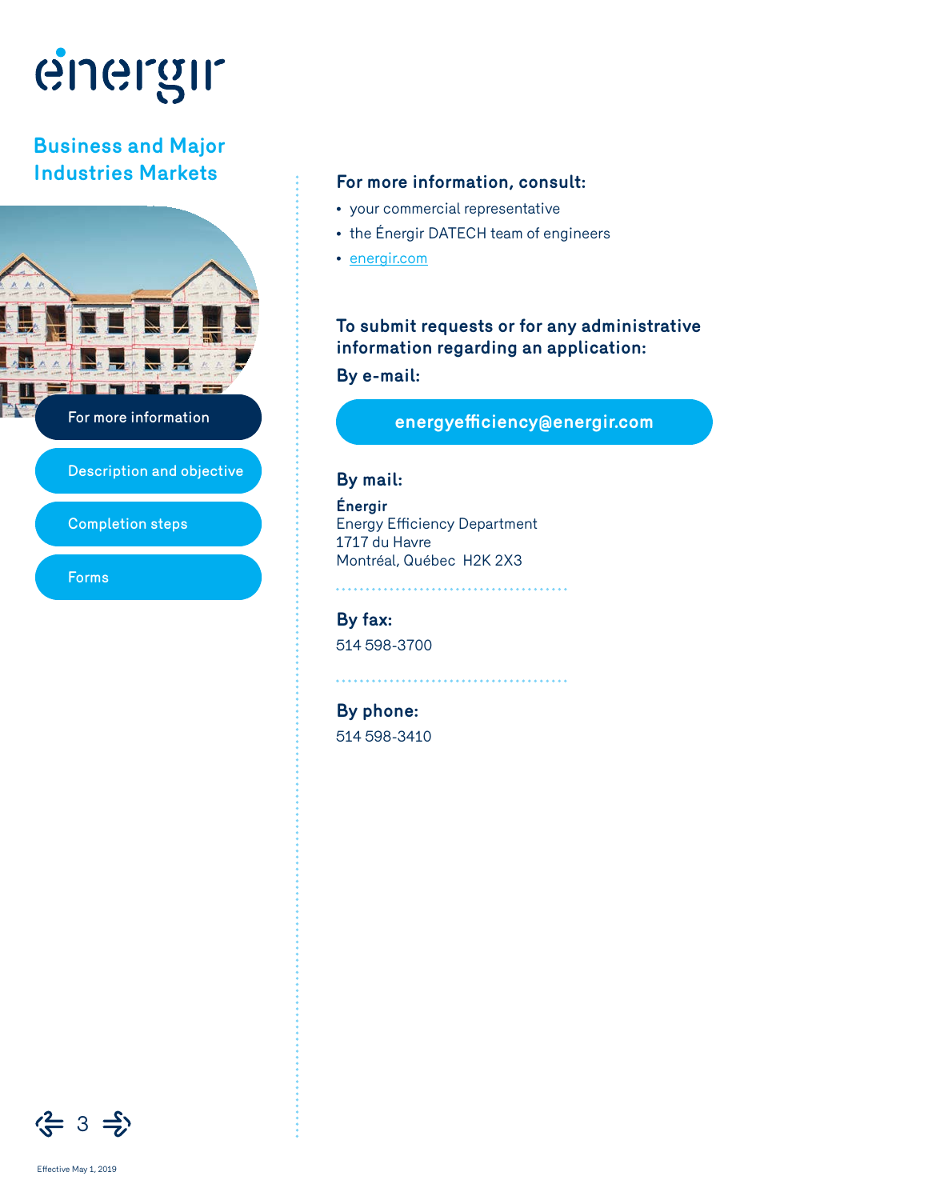## Business and Major Industries Markets

- For more information
- Description and objective
- Completion steps
- Forms

### For more information, consult:

- your commercial representative
- the Énergir DATECH team of engineers
- energir.com

### To submit requests or for any administrative information regarding an application:

**By e-mail:**

energyefficiency@energir.com

**By mail:**

**Énergir**
Energy Efficiency Department
1717 du Havre
Montréal, Québec H2K 2X3

**By fax:**

514 598-3700

**By phone:**

514 598-3410

Effective May 1, 2019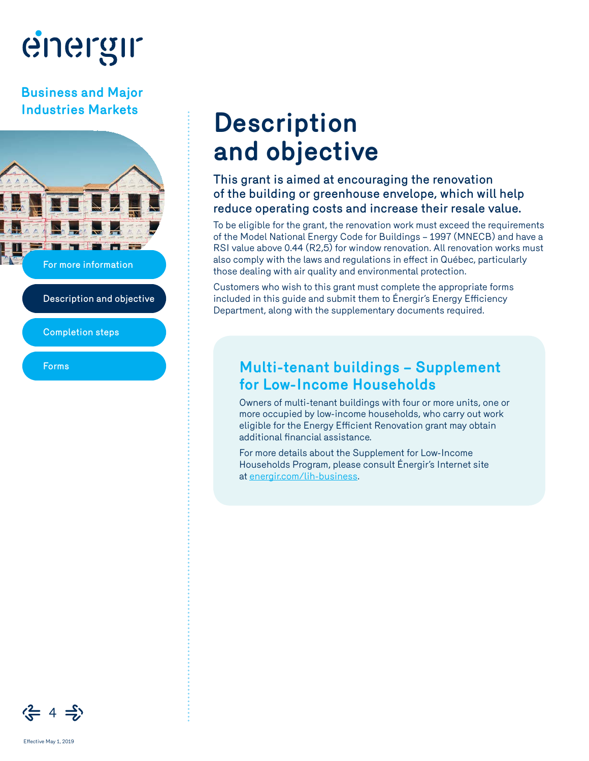Business and Major Industries Markets

- For more information
- Description and objective
- Completion steps
- Forms

# Description and objective

### This grant is aimed at encouraging the renovation of the building or greenhouse envelope, which will help reduce operating costs and increase their resale value.

To be eligible for the grant, the renovation work must exceed the requirements of the Model National Energy Code for Buildings – 1997 (MNECB) and have a RSI value above 0.44 (R2,5) for window renovation. All renovation works must also comply with the laws and regulations in effect in Québec, particularly those dealing with air quality and environmental protection.

Customers who wish to this grant must complete the appropriate forms included in this guide and submit them to Énergir's Energy Efficiency Department, along with the supplementary documents required.

## Multi-tenant buildings – Supplement for Low-Income Households

Owners of multi-tenant buildings with four or more units, one or more occupied by low-income households, who carry out work eligible for the Energy Efficient Renovation grant may obtain additional financial assistance.

For more details about the Supplement for Low-Income Households Program, please consult Énergir's Internet site at energir.com/lih-business.

Effective May 1, 2019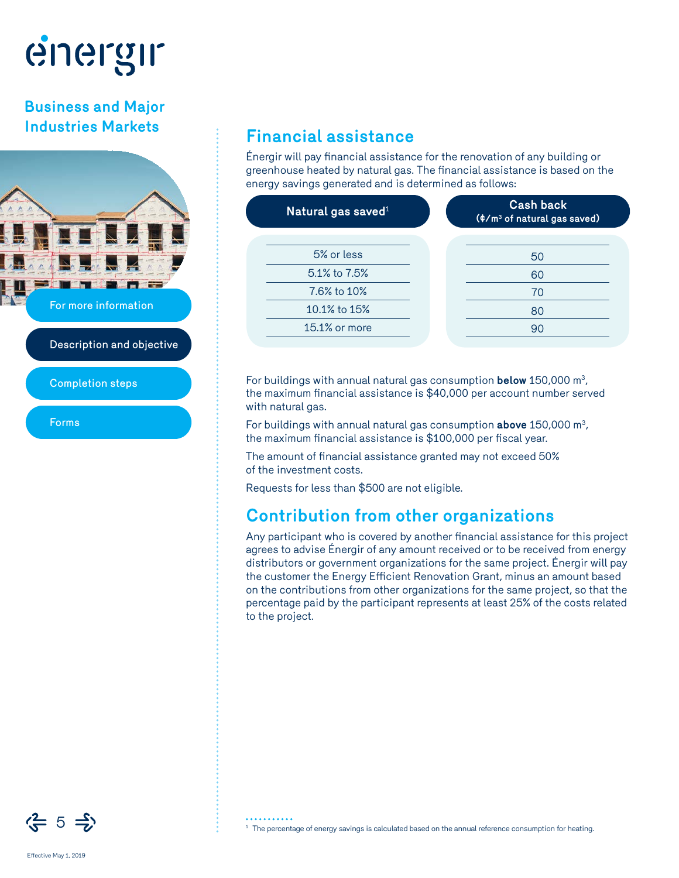Business and Major Industries Markets

- For more information
- Description and objective
- Completion steps
- Forms

## Financial assistance

Énergir will pay financial assistance for the renovation of any building or greenhouse heated by natural gas. The financial assistance is based on the energy savings generated and is determined as follows:

| Natural gas saved[1] | Cash back (¢/m³ of natural gas saved) |
|---|---|
| 5% or less | 50 |
| 5.1% to 7.5% | 60 |
| 7.6% to 10% | 70 |
| 10.1% to 15% | 80 |
| 15.1% or more | 90 |

For buildings with annual natural gas consumption **below** 150,000 m³, the maximum financial assistance is $40,000 per account number served with natural gas.

For buildings with annual natural gas consumption **above** 150,000 m³, the maximum financial assistance is $100,000 per fiscal year.

The amount of financial assistance granted may not exceed 50% of the investment costs.

Requests for less than $500 are not eligible.

## Contribution from other organizations

Any participant who is covered by another financial assistance for this project agrees to advise Énergir of any amount received or to be received from energy distributors or government organizations for the same project. Énergir will pay the customer the Energy Efficient Renovation Grant, minus an amount based on the contributions from other organizations for the same project, so that the percentage paid by the participant represents at least 25% of the costs related to the project.

[1] The percentage of energy savings is calculated based on the annual reference consumption for heating.

Effective May 1, 2019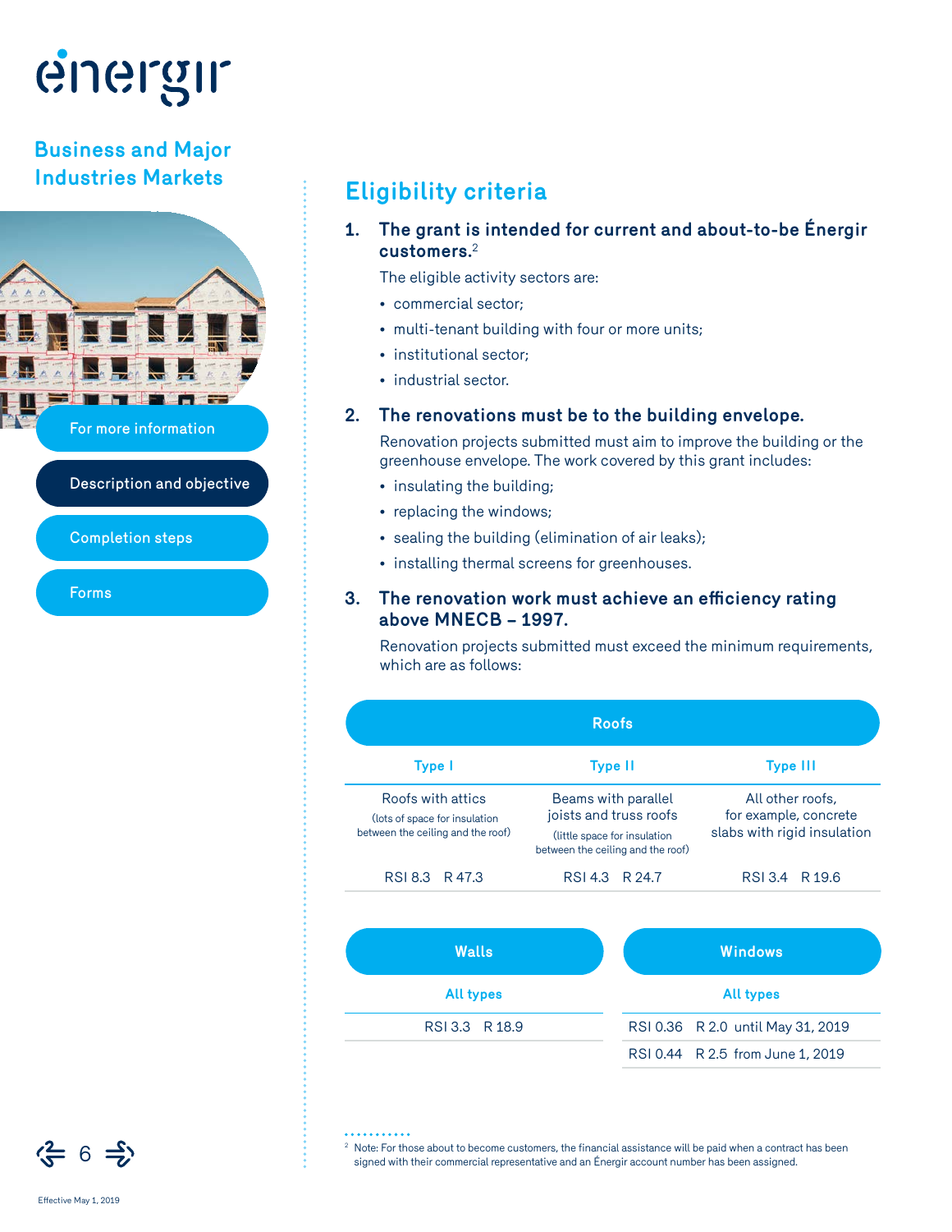Business and Major Industries Markets

For more information

Description and objective

Completion steps

Forms

## Eligibility criteria

### 1. The grant is intended for current and about-to-be Énergir customers.[2]

The eligible activity sectors are:

- commercial sector;
- multi-tenant building with four or more units;
- institutional sector;
- industrial sector.

### 2. The renovations must be to the building envelope.

Renovation projects submitted must aim to improve the building or the greenhouse envelope. The work covered by this grant includes:

- insulating the building;
- replacing the windows;
- sealing the building (elimination of air leaks);
- installing thermal screens for greenhouses.

### 3. The renovation work must achieve an efficiency rating above MNECB – 1997.

Renovation projects submitted must exceed the minimum requirements, which are as follows:

| Roofs | | |
|---|---|---|
| Type I | Type II | Type III |
| Roofs with attics (lots of space for insulation between the ceiling and the roof) | Beams with parallel joists and truss roofs (little space for insulation between the ceiling and the roof) | All other roofs, for example, concrete slabs with rigid insulation |
| RSI 8.3 R 47.3 | RSI 4.3 R 24.7 | RSI 3.4 R 19.6 |

| Walls |
|---|
| All types |
| RSI 3.3 R 18.9 |

| Windows |
|---|
| All types |
| RSI 0.36 R 2.0 until May 31, 2019 |
| RSI 0.44 R 2.5 from June 1, 2019 |

[2] Note: For those about to become customers, the financial assistance will be paid when a contract has been signed with their commercial representative and an Énergir account number has been assigned.

Effective May 1, 2019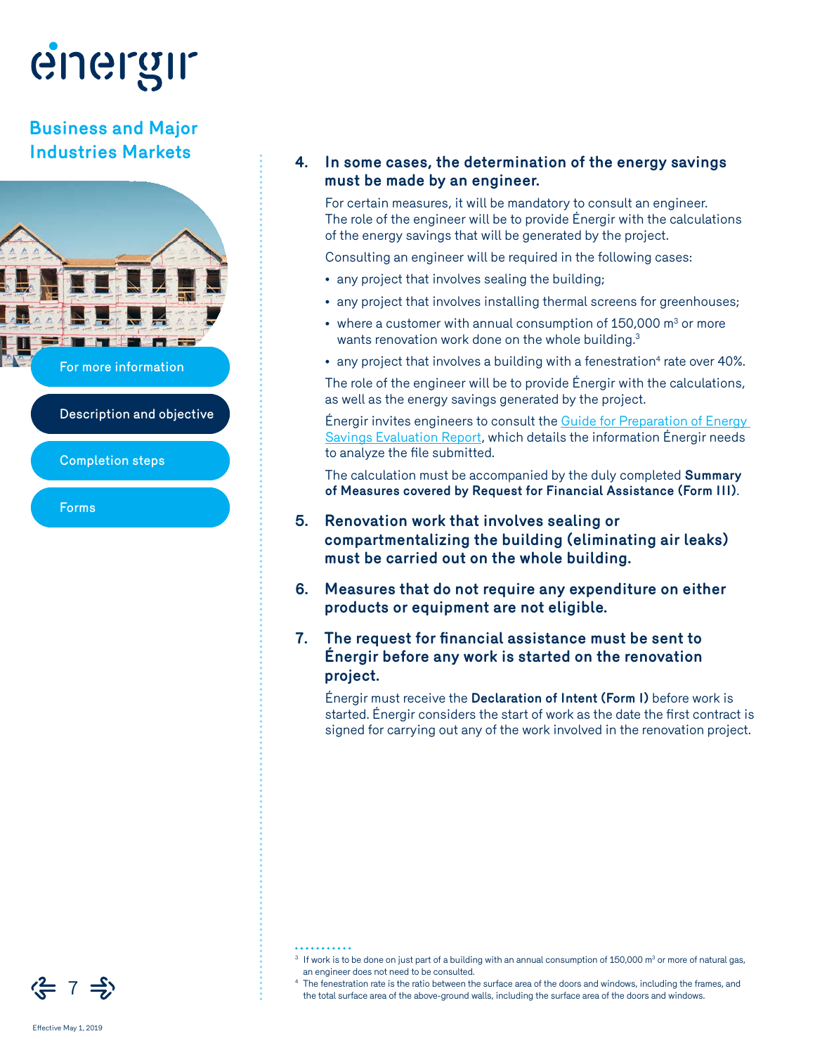## 4. In some cases, the determination of the energy savings must be made by an engineer.

For certain measures, it will be mandatory to consult an engineer. The role of the engineer will be to provide Énergir with the calculations of the energy savings that will be generated by the project.

Consulting an engineer will be required in the following cases:

- any project that involves sealing the building;
- any project that involves installing thermal screens for greenhouses;
- where a customer with annual consumption of 150,000 $m^3$ or more wants renovation work done on the whole building.[3]
- any project that involves a building with a fenestration[4] rate over 40%.

The role of the engineer will be to provide Énergir with the calculations, as well as the energy savings generated by the project.

Énergir invites engineers to consult the Guide for Preparation of Energy Savings Evaluation Report, which details the information Énergir needs to analyze the file submitted.

The calculation must be accompanied by the duly completed **Summary of Measures covered by Request for Financial Assistance (Form III)**.

## 5. Renovation work that involves sealing or compartmentalizing the building (eliminating air leaks) must be carried out on the whole building.

## 6. Measures that do not require any expenditure on either products or equipment are not eligible.

## 7. The request for financial assistance must be sent to Énergir before any work is started on the renovation project.

Énergir must receive the **Declaration of Intent (Form I)** before work is started. Énergir considers the start of work as the date the first contract is signed for carrying out any of the work involved in the renovation project.

[3] If work is to be done on just part of a building with an annual consumption of 150,000 $m^3$ or more of natural gas, an engineer does not need to be consulted.

[4] The fenestration rate is the ratio between the surface area of the doors and windows, including the frames, and the total surface area of the above-ground walls, including the surface area of the doors and windows.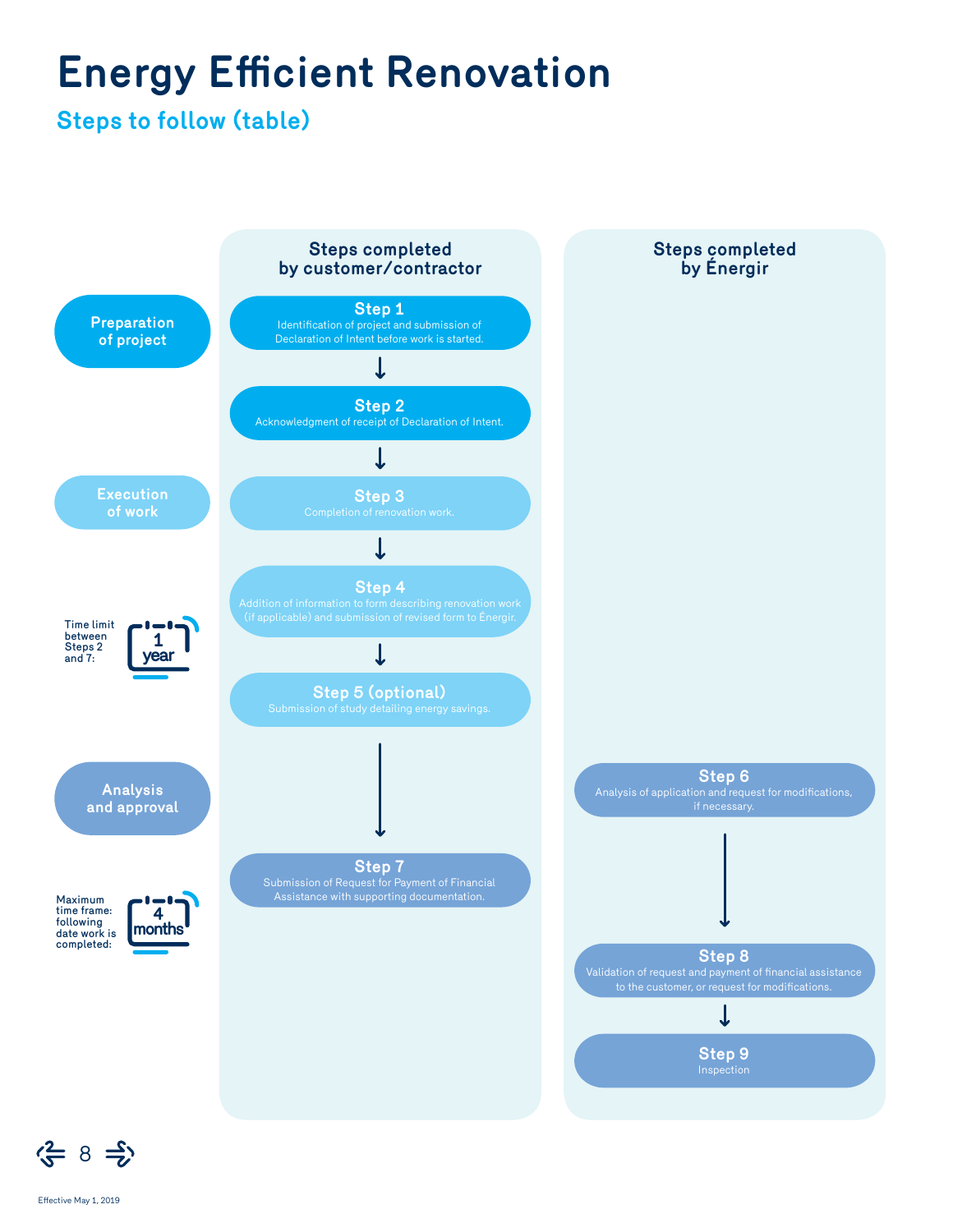# Energy Efficient Renovation

## Steps to follow (table)

| | Steps completed by customer/contractor | Steps completed by Énergir |
|---|---|---|
| **Preparation of project** | **Step 1** Identification of project and submission of Declaration of Intent before work is started. | |
| | **Step 2** Acknowledgment of receipt of Declaration of Intent. | |
| **Execution of work** | **Step 3** Completion of renovation work. | |
| Time limit between Steps 2 and 7: 1 year | **Step 4** Addition of information to form describing renovation work (if applicable) and submission of revised form to Énergir. | |
| | **Step 5 (optional)** Submission of study detailing energy savings. | |
| **Analysis and approval** | | **Step 6** Analysis of application and request for modifications, if necessary. |
| Maximum time frame: following date work is completed: 4 months | **Step 7** Submission of Request for Payment of Financial Assistance with supporting documentation. | |
| | | **Step 8** Validation of request and payment of financial assistance to the customer, or request for modifications. |
| | | **Step 9** Inspection |

Effective May 1, 2019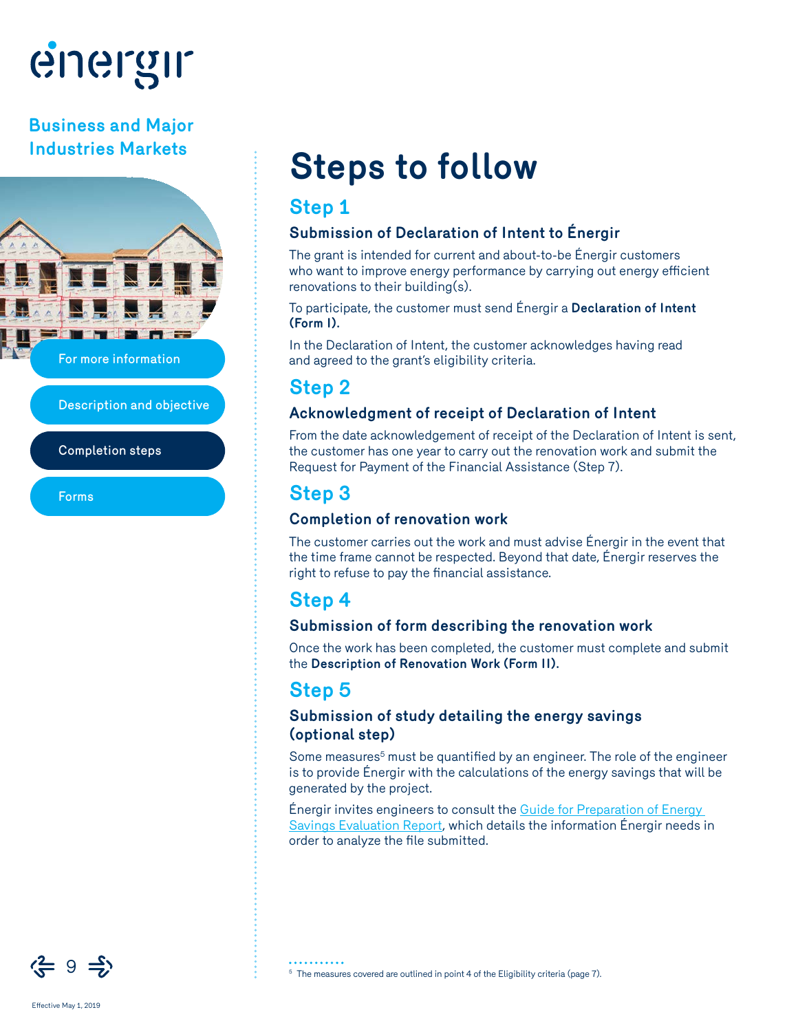Business and Major Industries Markets

For more information

Description and objective

Completion steps

Forms

# Steps to follow

## Step 1

### Submission of Declaration of Intent to Énergir

The grant is intended for current and about-to-be Énergir customers who want to improve energy performance by carrying out energy efficient renovations to their building(s).

To participate, the customer must send Énergir a **Declaration of Intent (Form I).**

In the Declaration of Intent, the customer acknowledges having read and agreed to the grant's eligibility criteria.

## Step 2

### Acknowledgment of receipt of Declaration of Intent

From the date acknowledgement of receipt of the Declaration of Intent is sent, the customer has one year to carry out the renovation work and submit the Request for Payment of the Financial Assistance (Step 7).

## Step 3

### Completion of renovation work

The customer carries out the work and must advise Énergir in the event that the time frame cannot be respected. Beyond that date, Énergir reserves the right to refuse to pay the financial assistance.

## Step 4

### Submission of form describing the renovation work

Once the work has been completed, the customer must complete and submit the **Description of Renovation Work (Form II).**

## Step 5

### Submission of study detailing the energy savings (optional step)

Some measures[5] must be quantified by an engineer. The role of the engineer is to provide Énergir with the calculations of the energy savings that will be generated by the project.

Énergir invites engineers to consult the Guide for Preparation of Energy Savings Evaluation Report, which details the information Énergir needs in order to analyze the file submitted.

[5] The measures covered are outlined in point 4 of the Eligibility criteria (page 7).

Effective May 1, 2019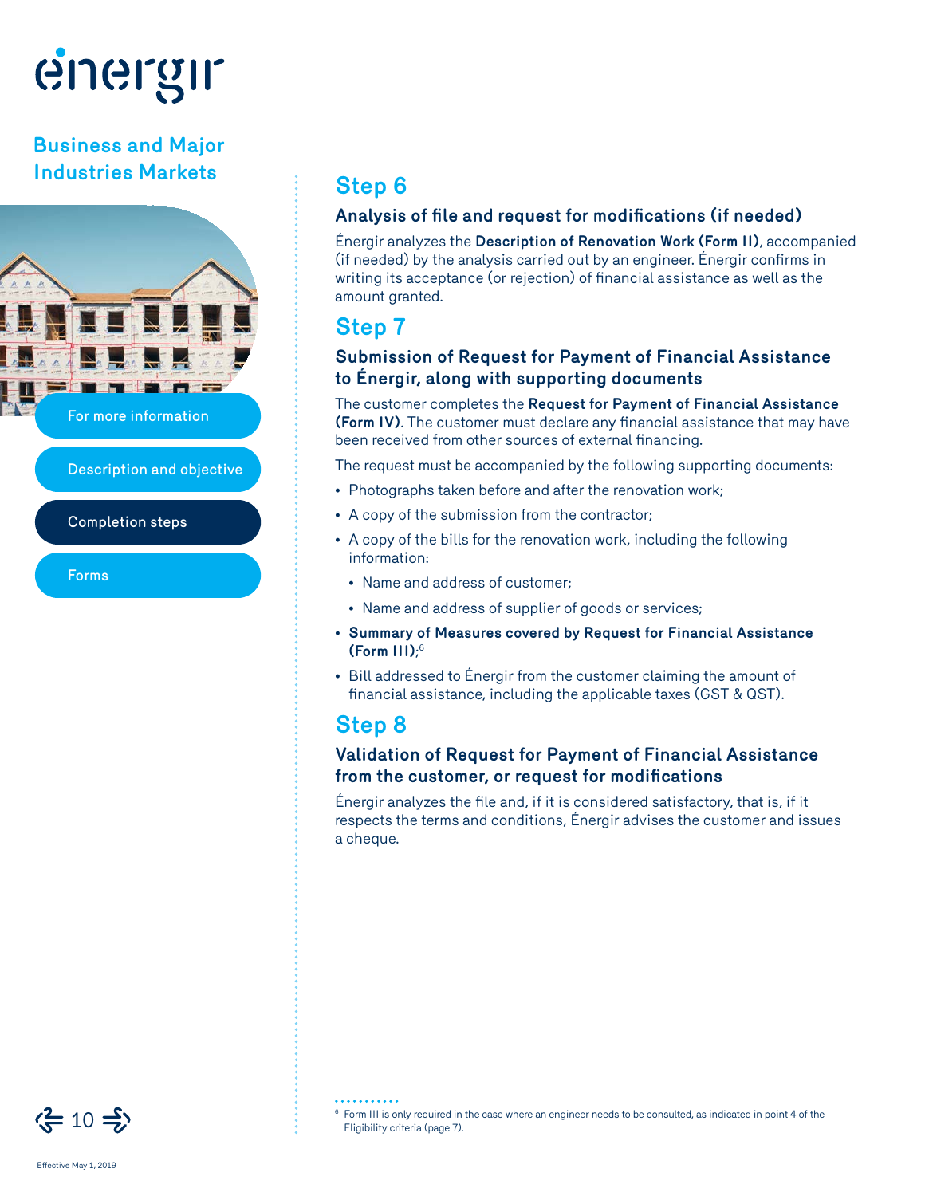## Step 6

### Analysis of file and request for modifications (if needed)

Énergir analyzes the **Description of Renovation Work (Form II)**, accompanied (if needed) by the analysis carried out by an engineer. Énergir confirms in writing its acceptance (or rejection) of financial assistance as well as the amount granted.

## Step 7

### Submission of Request for Payment of Financial Assistance to Énergir, along with supporting documents

The customer completes the **Request for Payment of Financial Assistance (Form IV)**. The customer must declare any financial assistance that may have been received from other sources of external financing.

The request must be accompanied by the following supporting documents:

- Photographs taken before and after the renovation work;
- A copy of the submission from the contractor;
- A copy of the bills for the renovation work, including the following information:
  - Name and address of customer;
  - Name and address of supplier of goods or services;
- **Summary of Measures covered by Request for Financial Assistance (Form III)**;[6]
- Bill addressed to Énergir from the customer claiming the amount of financial assistance, including the applicable taxes (GST & QST).

## Step 8

### Validation of Request for Payment of Financial Assistance from the customer, or request for modifications

Énergir analyzes the file and, if it is considered satisfactory, that is, if it respects the terms and conditions, Énergir advises the customer and issues a cheque.

[6] Form III is only required in the case where an engineer needs to be consulted, as indicated in point 4 of the Eligibility criteria (page 7).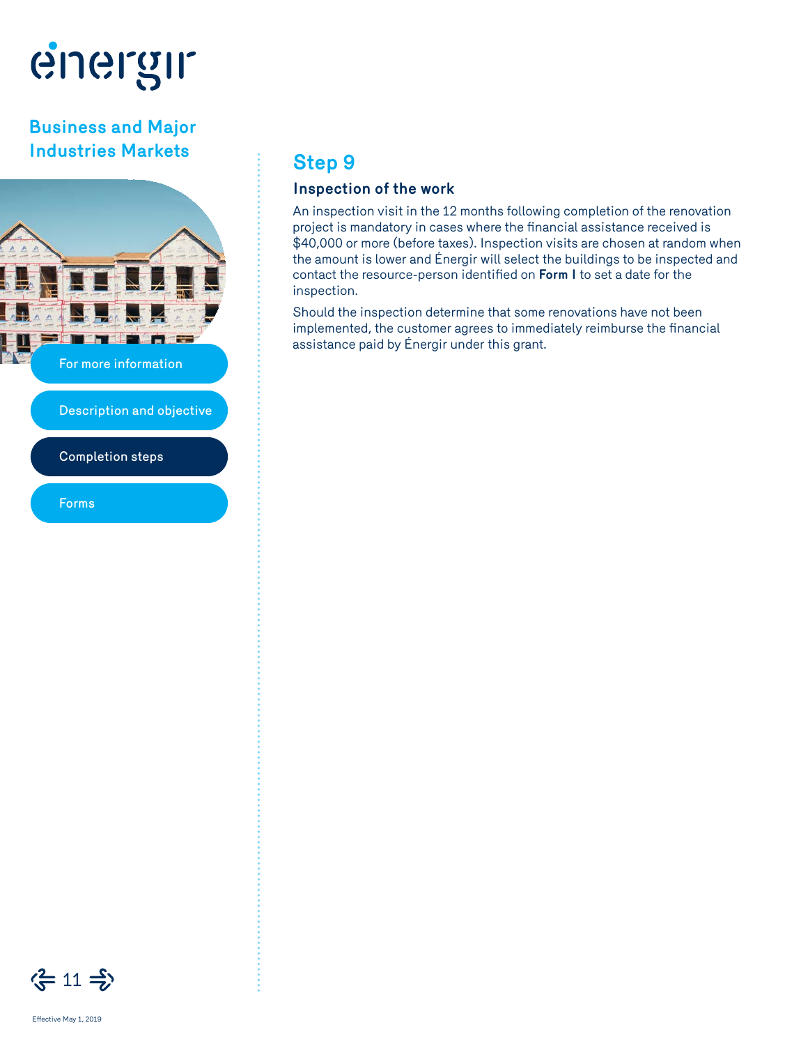# Business and Major Industries Markets

- For more information
- Description and objective
- Completion steps
- Forms

## Step 9

### Inspection of the work

An inspection visit in the 12 months following completion of the renovation project is mandatory in cases where the financial assistance received is $40,000 or more (before taxes). Inspection visits are chosen at random when the amount is lower and Énergir will select the buildings to be inspected and contact the resource-person identified on **Form I** to set a date for the inspection.

Should the inspection determine that some renovations have not been implemented, the customer agrees to immediately reimburse the financial assistance paid by Énergir under this grant.

Effective May 1, 2019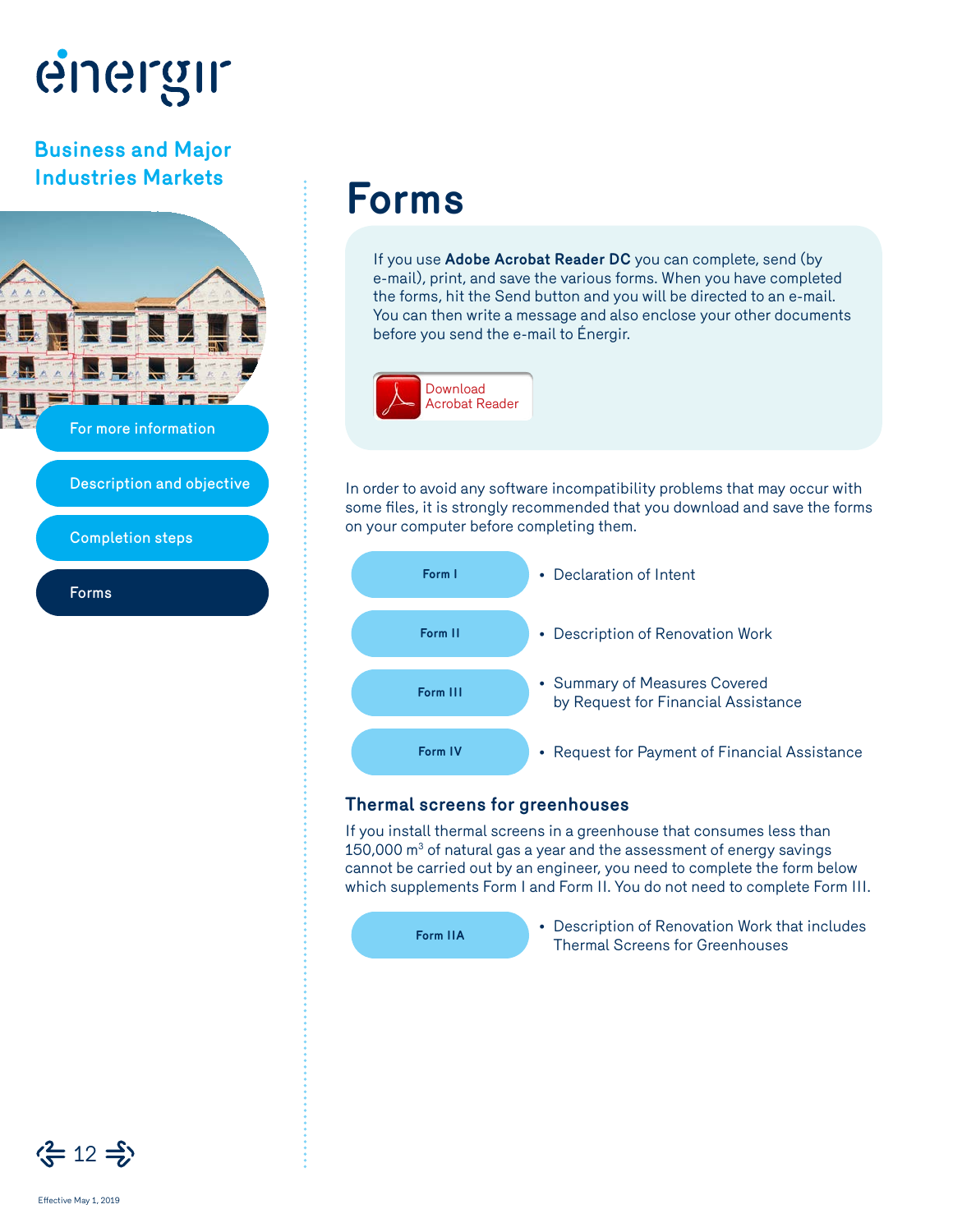Business and Major Industries Markets

- For more information
- Description and objective
- Completion steps
- Forms

# Forms

If you use **Adobe Acrobat Reader DC** you can complete, send (by e-mail), print, and save the various forms. When you have completed the forms, hit the Send button and you will be directed to an e-mail. You can then write a message and also enclose your other documents before you send the e-mail to Énergir.

Download Acrobat Reader

In order to avoid any software incompatibility problems that may occur with some files, it is strongly recommended that you download and save the forms on your computer before completing them.

| | |
|---|---|
| Form I | • Declaration of Intent |
| Form II | • Description of Renovation Work |
| Form III | • Summary of Measures Covered by Request for Financial Assistance |
| Form IV | • Request for Payment of Financial Assistance |

## Thermal screens for greenhouses

If you install thermal screens in a greenhouse that consumes less than 150,000 $m^3$ of natural gas a year and the assessment of energy savings cannot be carried out by an engineer, you need to complete the form below which supplements Form I and Form II. You do not need to complete Form III.

| | |
|---|---|
| Form IIA | • Description of Renovation Work that includes Thermal Screens for Greenhouses |

Effective May 1, 2019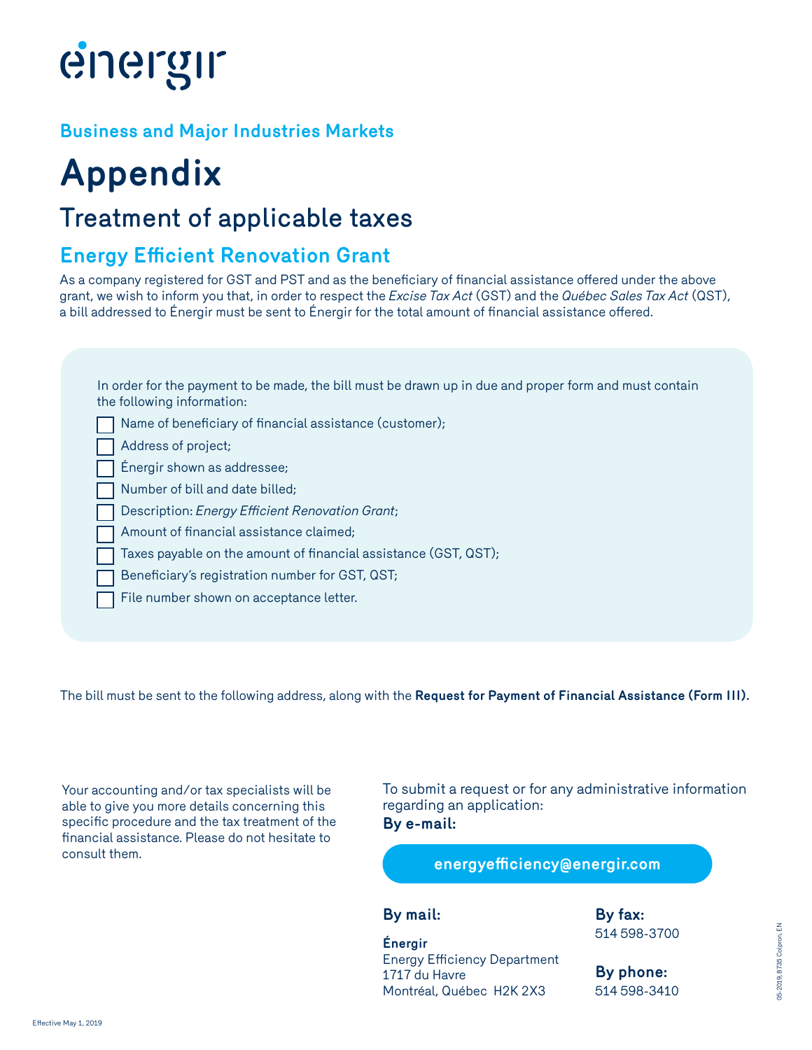énergir

**Business and Major Industries Markets**

# Appendix

## Treatment of applicable taxes

### Energy Efficient Renovation Grant

As a company registered for GST and PST and as the beneficiary of financial assistance offered under the above grant, we wish to inform you that, in order to respect the *Excise Tax Act* (GST) and the *Québec Sales Tax Act* (QST), a bill addressed to Énergir must be sent to Énergir for the total amount of financial assistance offered.

In order for the payment to be made, the bill must be drawn up in due and proper form and must contain the following information:

- [ ] Name of beneficiary of financial assistance (customer);
- [ ] Address of project;
- [ ] Énergir shown as addressee;
- [ ] Number of bill and date billed;
- [ ] Description: *Energy Efficient Renovation Grant*;
- [ ] Amount of financial assistance claimed;
- [ ] Taxes payable on the amount of financial assistance (GST, QST);
- [ ] Beneficiary's registration number for GST, QST;
- [ ] File number shown on acceptance letter.

The bill must be sent to the following address, along with the **Request for Payment of Financial Assistance (Form III).**

Your accounting and/or tax specialists will be able to give you more details concerning this specific procedure and the tax treatment of the financial assistance. Please do not hesitate to consult them.

To submit a request or for any administrative information regarding an application:

**By e-mail:**

**energyefficiency@energir.com**

**By mail:**

**Énergir**
Energy Efficiency Department
1717 du Havre
Montréal, Québec H2K 2X3

**By fax:**
514 598-3700

**By phone:**
514 598-3410

Effective May 1, 2019

05-2019, 8735 Colpron, EN